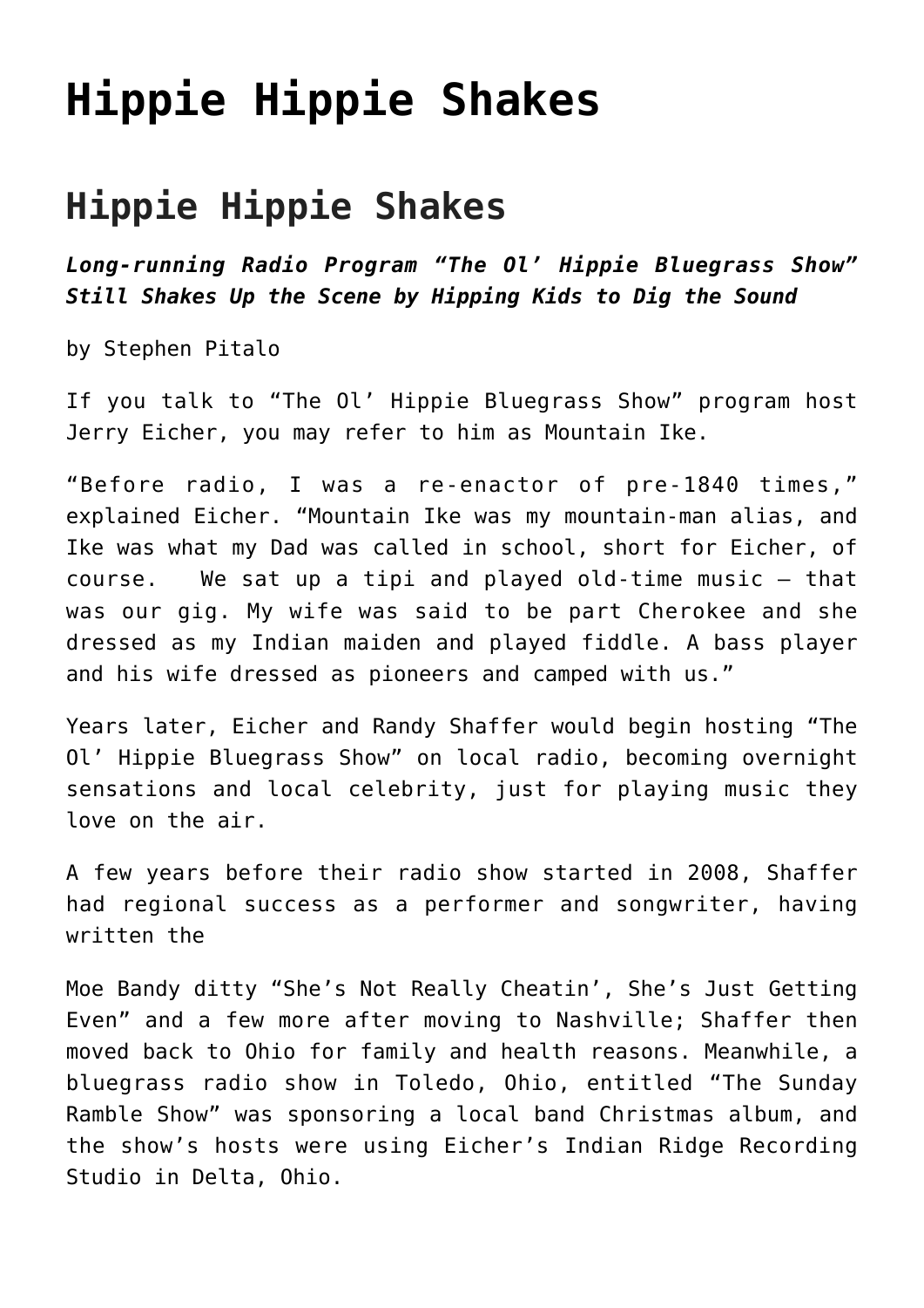# Hippie Hippie Shakes

## Hippie Hippie Shakes

***Long-running Radio Program "The Ol' Hippie Bluegrass Show" Still Shakes Up the Scene by Hipping Kids to Dig the Sound***

by Stephen Pitalo

If you talk to "The Ol' Hippie Bluegrass Show" program host Jerry Eicher, you may refer to him as Mountain Ike.

"Before radio, I was a re-enactor of pre-1840 times," explained Eicher. "Mountain Ike was my mountain-man alias, and Ike was what my Dad was called in school, short for Eicher, of course. We sat up a tipi and played old-time music – that was our gig. My wife was said to be part Cherokee and she dressed as my Indian maiden and played fiddle. A bass player and his wife dressed as pioneers and camped with us."

Years later, Eicher and Randy Shaffer would begin hosting "The Ol' Hippie Bluegrass Show" on local radio, becoming overnight sensations and local celebrity, just for playing music they love on the air.

A few years before their radio show started in 2008, Shaffer had regional success as a performer and songwriter, having written the

Moe Bandy ditty "She's Not Really Cheatin', She's Just Getting Even" and a few more after moving to Nashville; Shaffer then moved back to Ohio for family and health reasons. Meanwhile, a bluegrass radio show in Toledo, Ohio, entitled "The Sunday Ramble Show" was sponsoring a local band Christmas album, and the show's hosts were using Eicher's Indian Ridge Recording Studio in Delta, Ohio.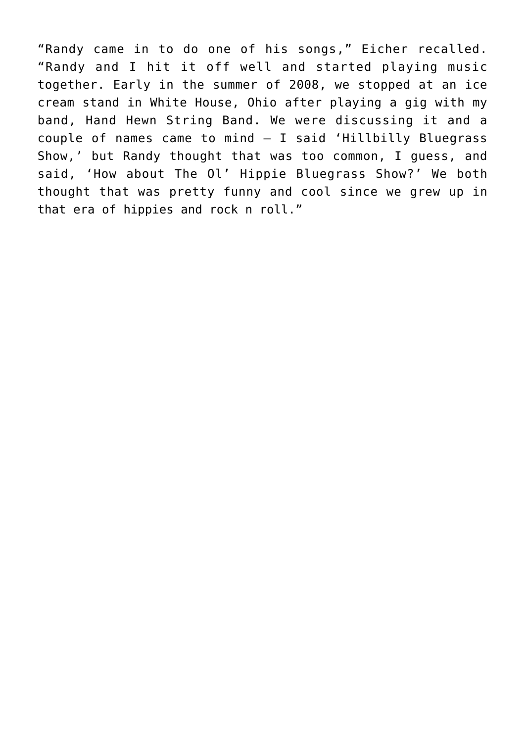"Randy came in to do one of his songs," Eicher recalled. "Randy and I hit it off well and started playing music together. Early in the summer of 2008, we stopped at an ice cream stand in White House, Ohio after playing a gig with my band, Hand Hewn String Band. We were discussing it and a couple of names came to mind – I said 'Hillbilly Bluegrass Show,' but Randy thought that was too common, I guess, and said, 'How about The Ol' Hippie Bluegrass Show?' We both thought that was pretty funny and cool since we grew up in that era of hippies and rock n roll."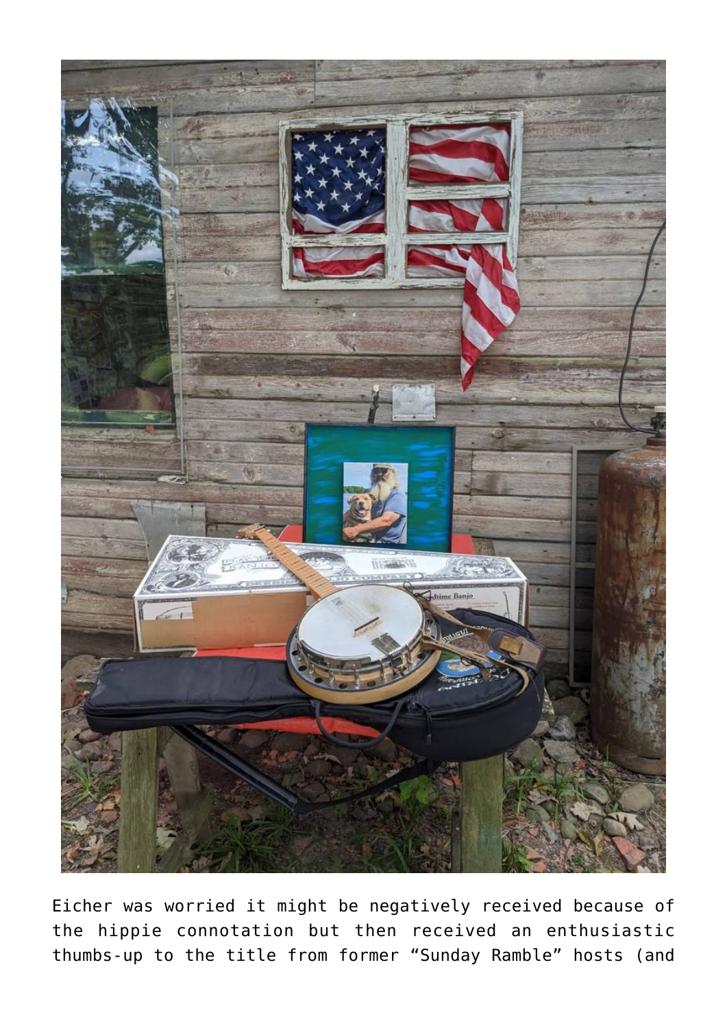Eicher was worried it might be negatively received because of the hippie connotation but then received an enthusiastic thumbs-up to the title from former "Sunday Ramble" hosts (and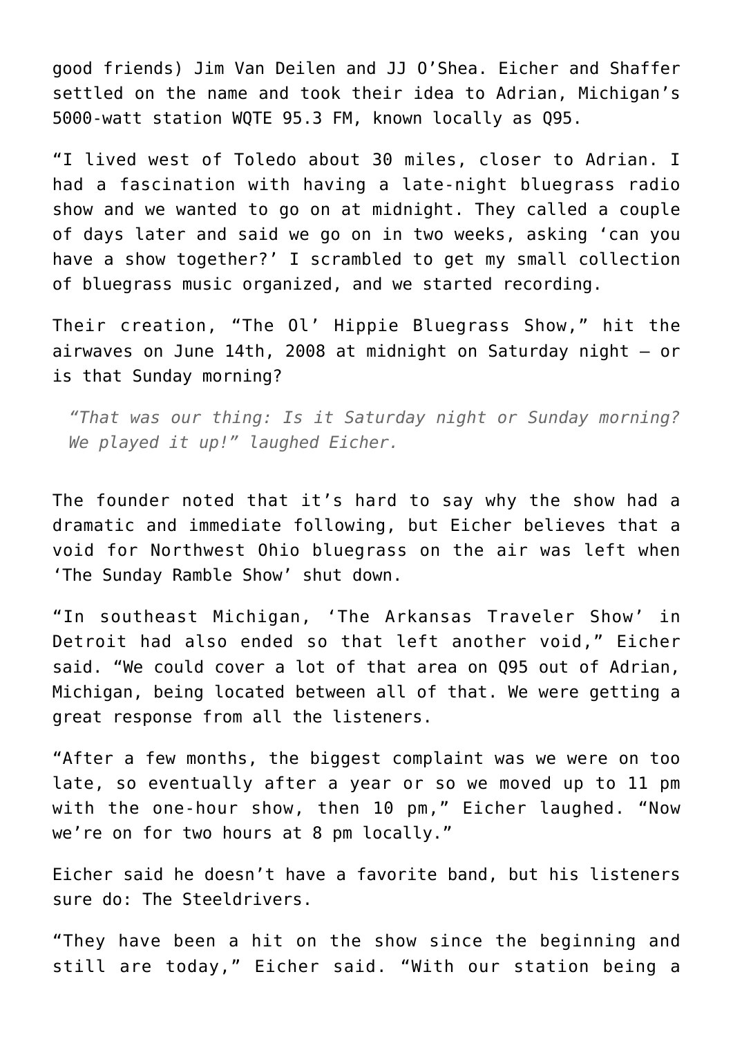good friends) Jim Van Deilen and JJ O'Shea. Eicher and Shaffer settled on the name and took their idea to Adrian, Michigan's 5000-watt station WQTE 95.3 FM, known locally as Q95.

"I lived west of Toledo about 30 miles, closer to Adrian. I had a fascination with having a late-night bluegrass radio show and we wanted to go on at midnight. They called a couple of days later and said we go on in two weeks, asking 'can you have a show together?' I scrambled to get my small collection of bluegrass music organized, and we started recording.

Their creation, "The Ol' Hippie Bluegrass Show," hit the airwaves on June 14th, 2008 at midnight on Saturday night – or is that Sunday morning?

> *"That was our thing: Is it Saturday night or Sunday morning? We played it up!" laughed Eicher.*

The founder noted that it's hard to say why the show had a dramatic and immediate following, but Eicher believes that a void for Northwest Ohio bluegrass on the air was left when 'The Sunday Ramble Show' shut down.

"In southeast Michigan, 'The Arkansas Traveler Show' in Detroit had also ended so that left another void," Eicher said. "We could cover a lot of that area on Q95 out of Adrian, Michigan, being located between all of that. We were getting a great response from all the listeners.

"After a few months, the biggest complaint was we were on too late, so eventually after a year or so we moved up to 11 pm with the one-hour show, then 10 pm," Eicher laughed. "Now we're on for two hours at 8 pm locally."

Eicher said he doesn't have a favorite band, but his listeners sure do: The Steeldrivers.

"They have been a hit on the show since the beginning and still are today," Eicher said. "With our station being a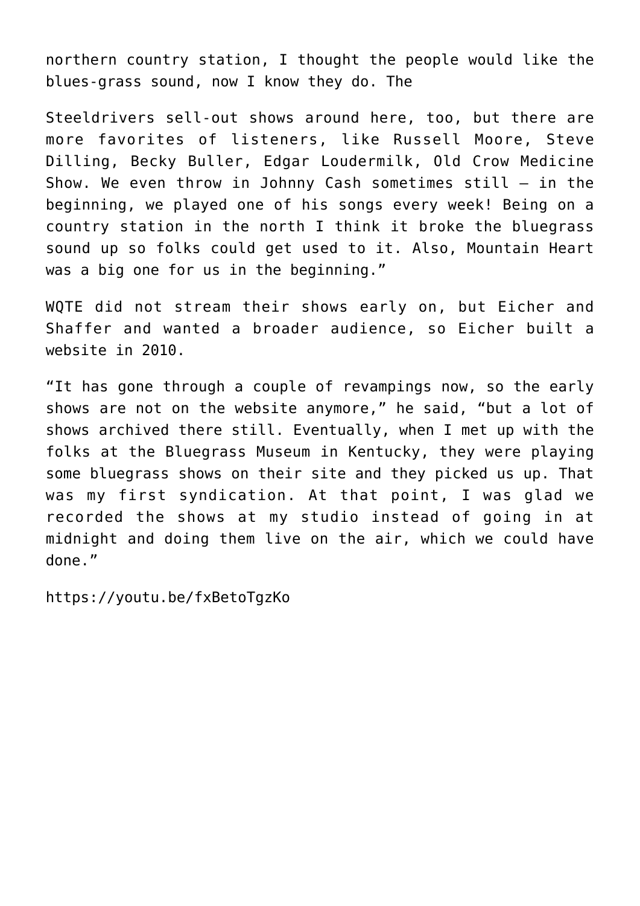northern country station, I thought the people would like the blues-grass sound, now I know they do. The

Steeldrivers sell-out shows around here, too, but there are more favorites of listeners, like Russell Moore, Steve Dilling, Becky Buller, Edgar Loudermilk, Old Crow Medicine Show. We even throw in Johnny Cash sometimes still – in the beginning, we played one of his songs every week! Being on a country station in the north I think it broke the bluegrass sound up so folks could get used to it. Also, Mountain Heart was a big one for us in the beginning."

WQTE did not stream their shows early on, but Eicher and Shaffer and wanted a broader audience, so Eicher built a website in 2010.

"It has gone through a couple of revampings now, so the early shows are not on the website anymore," he said, "but a lot of shows archived there still. Eventually, when I met up with the folks at the Bluegrass Museum in Kentucky, they were playing some bluegrass shows on their site and they picked us up. That was my first syndication. At that point, I was glad we recorded the shows at my studio instead of going in at midnight and doing them live on the air, which we could have done."

https://youtu.be/fxBetoTgzKo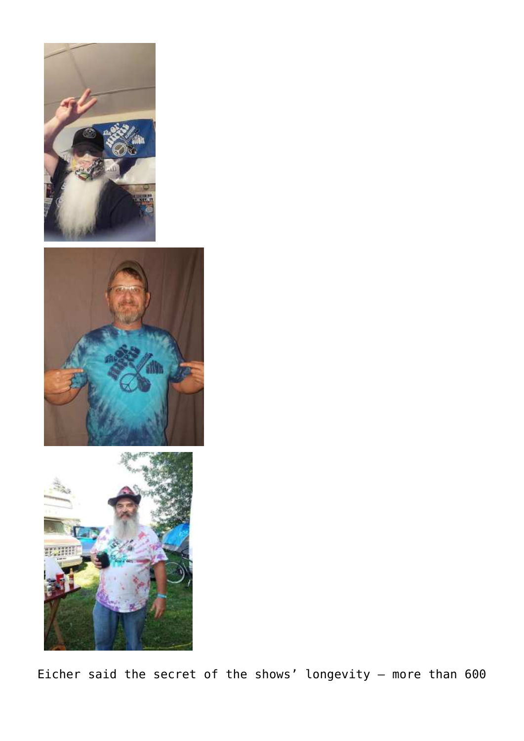Eicher said the secret of the shows' longevity — more than 600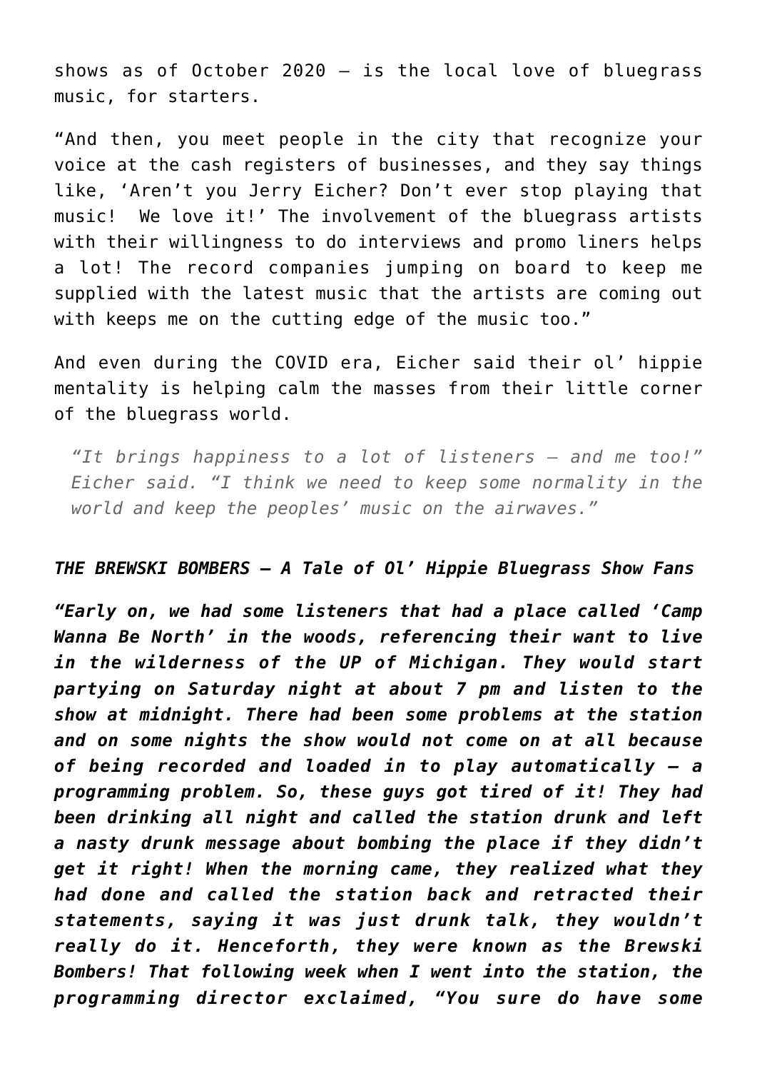shows as of October 2020 – is the local love of bluegrass music, for starters.

"And then, you meet people in the city that recognize your voice at the cash registers of businesses, and they say things like, 'Aren't you Jerry Eicher? Don't ever stop playing that music! We love it!' The involvement of the bluegrass artists with their willingness to do interviews and promo liners helps a lot! The record companies jumping on board to keep me supplied with the latest music that the artists are coming out with keeps me on the cutting edge of the music too."

And even during the COVID era, Eicher said their ol' hippie mentality is helping calm the masses from their little corner of the bluegrass world.

> *"It brings happiness to a lot of listeners – and me too!" Eicher said. "I think we need to keep some normality in the world and keep the peoples' music on the airwaves."*

***THE BREWSKI BOMBERS – A Tale of Ol' Hippie Bluegrass Show Fans***

***"Early on, we had some listeners that had a place called 'Camp Wanna Be North' in the woods, referencing their want to live in the wilderness of the UP of Michigan. They would start partying on Saturday night at about 7 pm and listen to the show at midnight. There had been some problems at the station and on some nights the show would not come on at all because of being recorded and loaded in to play automatically – a programming problem. So, these guys got tired of it! They had been drinking all night and called the station drunk and left a nasty drunk message about bombing the place if they didn't get it right! When the morning came, they realized what they had done and called the station back and retracted their statements, saying it was just drunk talk, they wouldn't really do it. Henceforth, they were known as the Brewski Bombers! That following week when I went into the station, the programming director exclaimed, "You sure do have some***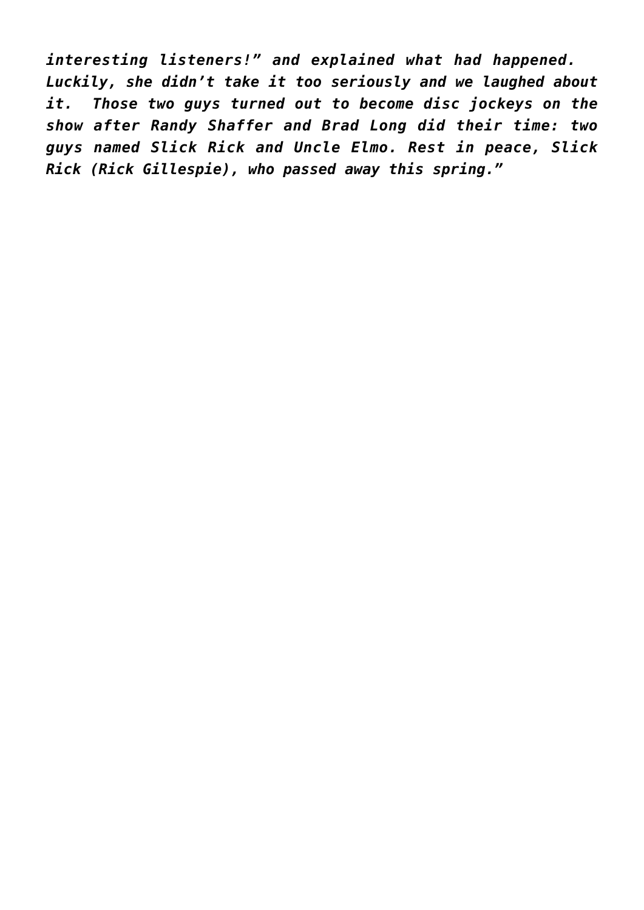*interesting listeners!" and explained what had happened. Luckily, she didn't take it too seriously and we laughed about it. Those two guys turned out to become disc jockeys on the show after Randy Shaffer and Brad Long did their time: two guys named Slick Rick and Uncle Elmo. Rest in peace, Slick Rick (Rick Gillespie), who passed away this spring."*